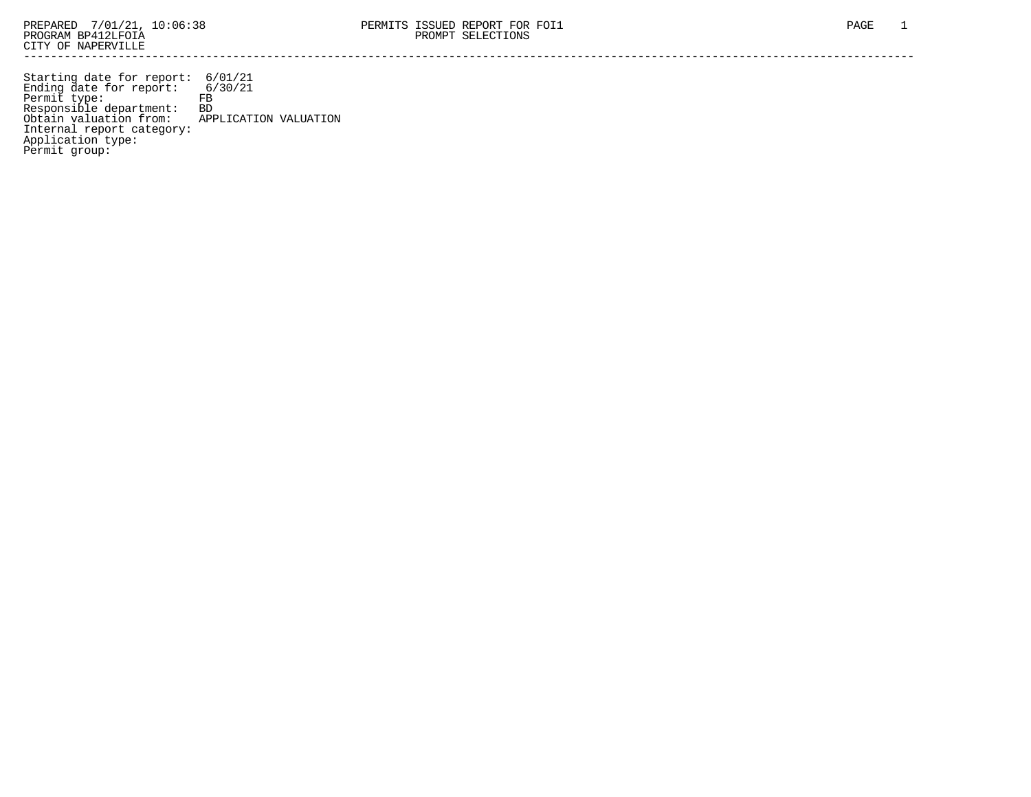PREPARED 7/01/21, 10:06:38 PERMITS ISSUED REPORT FOR FOI1
PROGRAM BP412LFOIA PROMPT SELECTIONS
CITY OF NAPERVILLE

---

Starting date for report: 6/01/21
Ending date for report: 6/30/21
Permit type: FB
Responsible department: BD
Obtain valuation from: APPLICATION VALUATION
Internal report category:
Application type:
Permit group: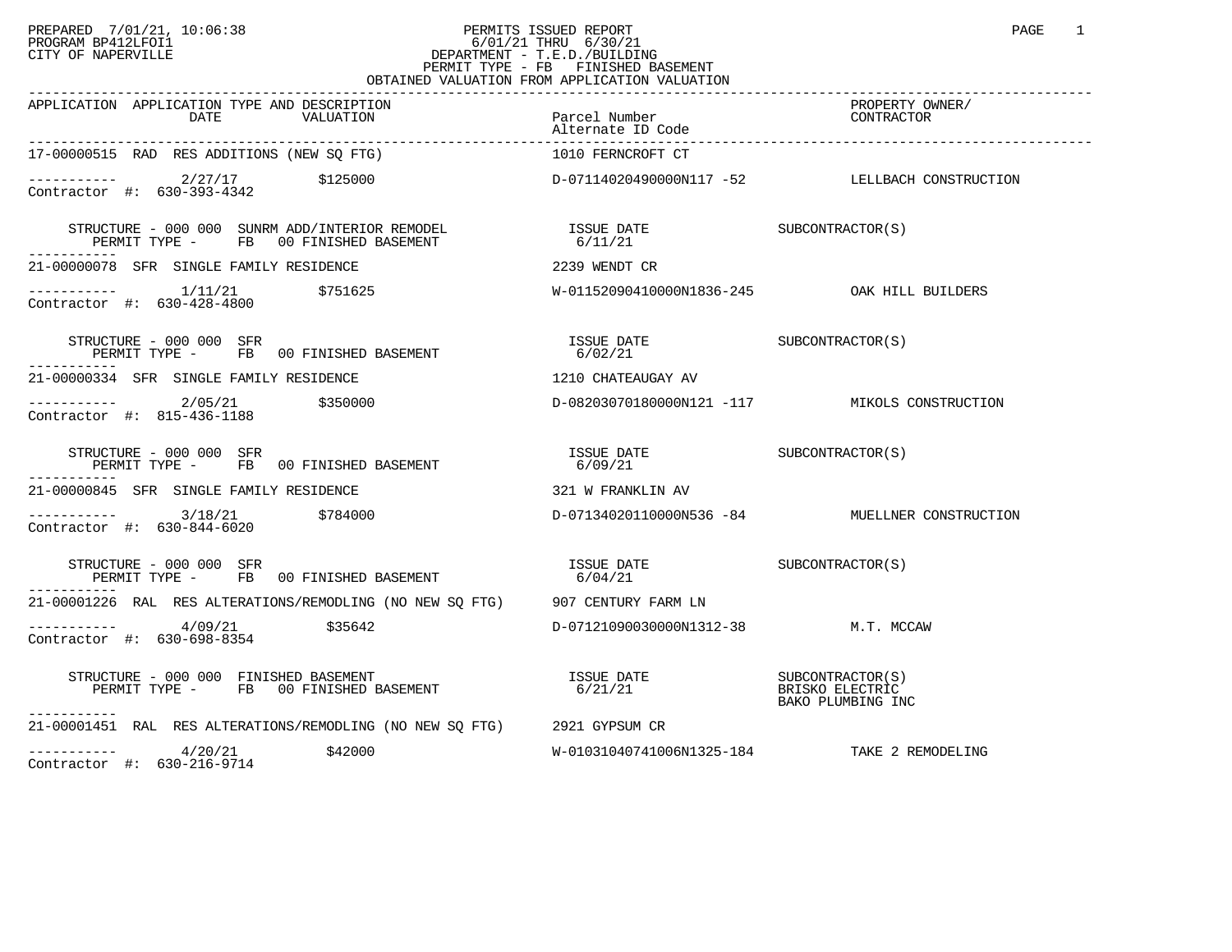PREPARED 7/01/21, 10:06:38
PROGRAM BP412LFOI1
CITY OF NAPERVILLE

PERMITS ISSUED REPORT
6/01/21 THRU 6/30/21
DEPARTMENT - T.E.D./BUILDING
PERMIT TYPE - FB FINISHED BASEMENT
OBTAINED VALUATION FROM APPLICATION VALUATION

| APPLICATION | APPLICATION TYPE AND DESCRIPTION DATE | VALUATION | Parcel Number / Alternate ID Code | PROPERTY OWNER/ CONTRACTOR |
|---|---|---|---|---|
| 17-00000515 | RAD RES ADDITIONS (NEW SQ FTG) | | 1010 FERNCROFT CT | |
| ----------- | 2/27/17 | $125000 | D-07114020490000N117 -52 | LELLBACH CONSTRUCTION |
| Contractor #: 630-393-4342 | | | | |
| | STRUCTURE - 000 000 SUNRM ADD/INTERIOR REMODEL | | ISSUE DATE | SUBCONTRACTOR(S) |
| | PERMIT TYPE - FB 00 FINISHED BASEMENT | | 6/11/21 | |
| 21-00000078 | SFR SINGLE FAMILY RESIDENCE | | 2239 WENDT CR | |
| ----------- | 1/11/21 | $751625 | W-01152090410000N1836-245 | OAK HILL BUILDERS |
| Contractor #: 630-428-4800 | | | | |
| | STRUCTURE - 000 000 SFR | | ISSUE DATE | SUBCONTRACTOR(S) |
| | PERMIT TYPE - FB 00 FINISHED BASEMENT | | 6/02/21 | |
| 21-00000334 | SFR SINGLE FAMILY RESIDENCE | | 1210 CHATEAUGAY AV | |
| ----------- | 2/05/21 | $350000 | D-08203070180000N121 -117 | MIKOLS CONSTRUCTION |
| Contractor #: 815-436-1188 | | | | |
| | STRUCTURE - 000 000 SFR | | ISSUE DATE | SUBCONTRACTOR(S) |
| | PERMIT TYPE - FB 00 FINISHED BASEMENT | | 6/09/21 | |
| 21-00000845 | SFR SINGLE FAMILY RESIDENCE | | 321 W FRANKLIN AV | |
| ----------- | 3/18/21 | $784000 | D-07134020110000N536 -84 | MUELLNER CONSTRUCTION |
| Contractor #: 630-844-6020 | | | | |
| | STRUCTURE - 000 000 SFR | | ISSUE DATE | SUBCONTRACTOR(S) |
| | PERMIT TYPE - FB 00 FINISHED BASEMENT | | 6/04/21 | |
| 21-00001226 | RAL RES ALTERATIONS/REMODLING (NO NEW SQ FTG) | | 907 CENTURY FARM LN | |
| ----------- | 4/09/21 | $35642 | D-07121090030000N1312-38 | M.T. MCCAW |
| Contractor #: 630-698-8354 | | | | |
| | STRUCTURE - 000 000 FINISHED BASEMENT | | ISSUE DATE | SUBCONTRACTOR(S) |
| | PERMIT TYPE - FB 00 FINISHED BASEMENT | | 6/21/21 | BRISKO ELECTRIC |
| | | | | BAKO PLUMBING INC |
| 21-00001451 | RAL RES ALTERATIONS/REMODLING (NO NEW SQ FTG) | | 2921 GYPSUM CR | |
| ----------- | 4/20/21 | $42000 | W-01031040741006N1325-184 | TAKE 2 REMODELING |
| Contractor #: 630-216-9714 | | | | |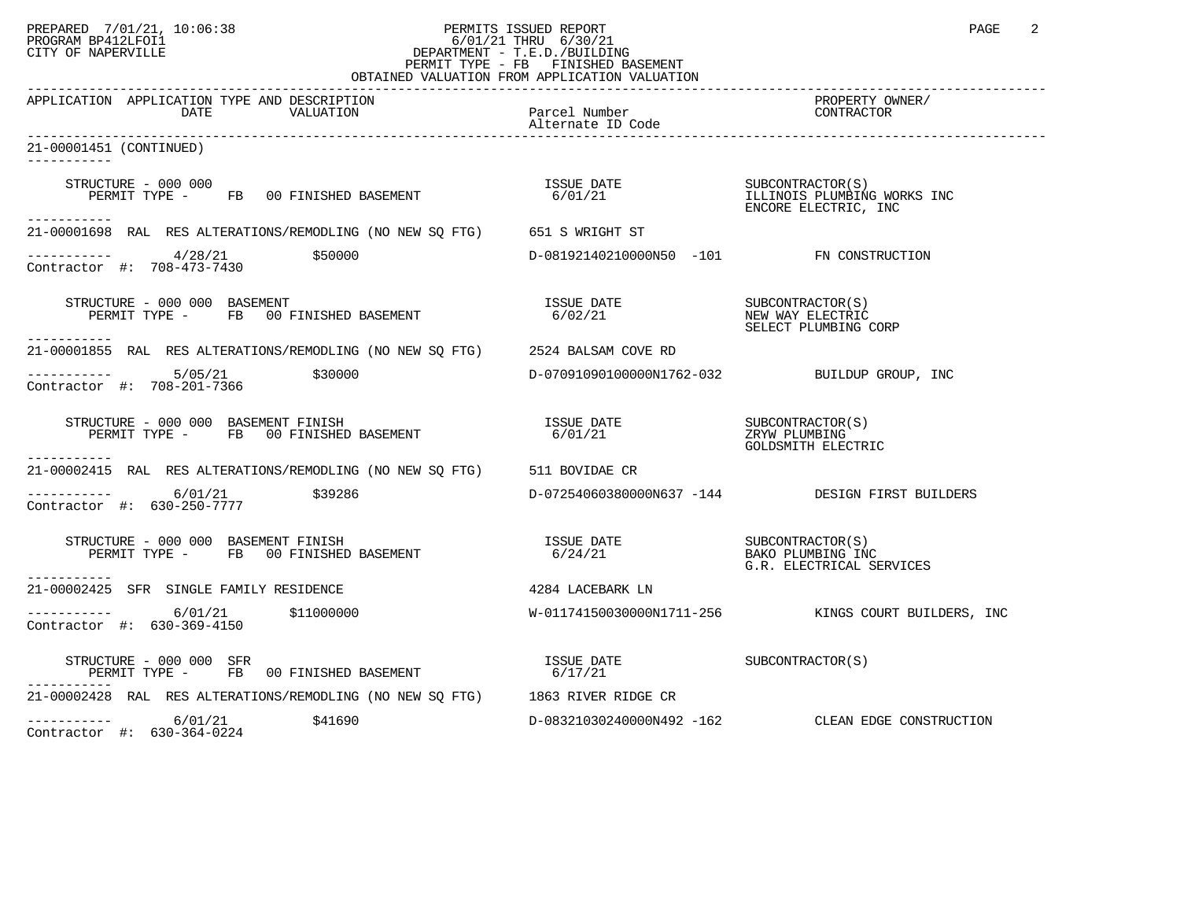PREPARED 7/01/21, 10:06:38
PROGRAM BP412LFOI1
CITY OF NAPERVILLE

PERMITS ISSUED REPORT
6/01/21 THRU 6/30/21
DEPARTMENT - T.E.D./BUILDING
PERMIT TYPE - FB FINISHED BASEMENT
OBTAINED VALUATION FROM APPLICATION VALUATION

| APPLICATION | APPLICATION TYPE AND DESCRIPTION DATE / VALUATION | Parcel Number / Alternate ID Code | PROPERTY OWNER/ CONTRACTOR |
|---|---|---|---|

**21-00001451 (CONTINUED)**

STRUCTURE - 000 000
PERMIT TYPE - FB 00 FINISHED BASEMENT — ISSUE DATE 6/01/21
SUBCONTRACTOR(S): ILLINOIS PLUMBING WORKS INC; ENCORE ELECTRIC, INC

---

**21-00001698** RAL RES ALTERATIONS/REMODLING (NO NEW SQ FTG) — 651 S WRIGHT ST
4/28/21 — $50000 — D-08192140210000N50 -101 — FN CONSTRUCTION
Contractor #: 708-473-7430

STRUCTURE - 000 000 BASEMENT
PERMIT TYPE - FB 00 FINISHED BASEMENT — ISSUE DATE 6/02/21
SUBCONTRACTOR(S): NEW WAY ELECTRIC; SELECT PLUMBING CORP

---

**21-00001855** RAL RES ALTERATIONS/REMODLING (NO NEW SQ FTG) — 2524 BALSAM COVE RD
5/05/21 — $30000 — D-07091090100000N1762-032 — BUILDUP GROUP, INC
Contractor #: 708-201-7366

STRUCTURE - 000 000 BASEMENT FINISH
PERMIT TYPE - FB 00 FINISHED BASEMENT — ISSUE DATE 6/01/21
SUBCONTRACTOR(S): ZRYW PLUMBING; GOLDSMITH ELECTRIC

---

**21-00002415** RAL RES ALTERATIONS/REMODLING (NO NEW SQ FTG) — 511 BOVIDAE CR
6/01/21 — $39286 — D-07254060380000N637 -144 — DESIGN FIRST BUILDERS
Contractor #: 630-250-7777

STRUCTURE - 000 000 BASEMENT FINISH
PERMIT TYPE - FB 00 FINISHED BASEMENT — ISSUE DATE 6/24/21
SUBCONTRACTOR(S): BAKO PLUMBING INC; G.R. ELECTRICAL SERVICES

---

**21-00002425** SFR SINGLE FAMILY RESIDENCE — 4284 LACEBARK LN
6/01/21 — $11000000 — W-01174150030000N1711-256 — KINGS COURT BUILDERS, INC
Contractor #: 630-369-4150

STRUCTURE - 000 000 SFR
PERMIT TYPE - FB 00 FINISHED BASEMENT — ISSUE DATE 6/17/21
SUBCONTRACTOR(S)

---

**21-00002428** RAL RES ALTERATIONS/REMODLING (NO NEW SQ FTG) — 1863 RIVER RIDGE CR
6/01/21 — $41690 — D-08321030240000N492 -162 — CLEAN EDGE CONSTRUCTION
Contractor #: 630-364-0224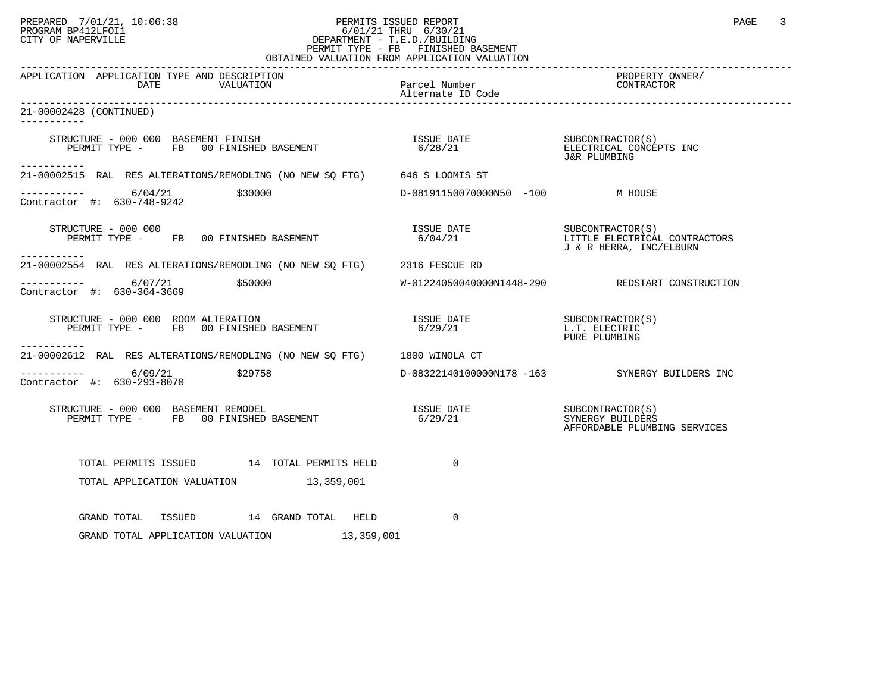PERMITS ISSUED REPORT
6/01/21 THRU 6/30/21
DEPARTMENT - T.E.D./BUILDING
PERMIT TYPE - FB FINISHED BASEMENT
OBTAINED VALUATION FROM APPLICATION VALUATION

PREPARED 7/01/21, 10:06:38
PROGRAM BP412LFOI1
CITY OF NAPERVILLE

| APPLICATION | APPLICATION TYPE AND DESCRIPTION DATE | VALUATION | Parcel Number / Alternate ID Code | PROPERTY OWNER/ CONTRACTOR |
|---|---|---|---|---|

21-00002428 (CONTINUED)

STRUCTURE - 000 000 BASEMENT FINISH
PERMIT TYPE - FB 00 FINISHED BASEMENT
ISSUE DATE 6/28/21
SUBCONTRACTOR(S): ELECTRICAL CONCEPTS INC; J&R PLUMBING

---

21-00002515 RAL RES ALTERATIONS/REMODLING (NO NEW SQ FTG) 646 S LOOMIS ST
6/04/21 $30000 D-08191150070000N50 -100 M HOUSE
Contractor #: 630-748-9242

STRUCTURE - 000 000
PERMIT TYPE - FB 00 FINISHED BASEMENT
ISSUE DATE 6/04/21
SUBCONTRACTOR(S): LITTLE ELECTRICAL CONTRACTORS; J & R HERRA, INC/ELBURN

---

21-00002554 RAL RES ALTERATIONS/REMODLING (NO NEW SQ FTG) 2316 FESCUE RD
6/07/21 $50000 W-01224050040000N1448-290 REDSTART CONSTRUCTION
Contractor #: 630-364-3669

STRUCTURE - 000 000 ROOM ALTERATION
PERMIT TYPE - FB 00 FINISHED BASEMENT
ISSUE DATE 6/29/21
SUBCONTRACTOR(S): L.T. ELECTRIC; PURE PLUMBING

---

21-00002612 RAL RES ALTERATIONS/REMODLING (NO NEW SQ FTG) 1800 WINOLA CT
6/09/21 $29758 D-08322140100000N178 -163 SYNERGY BUILDERS INC
Contractor #: 630-293-8070

STRUCTURE - 000 000 BASEMENT REMODEL
PERMIT TYPE - FB 00 FINISHED BASEMENT
ISSUE DATE 6/29/21
SUBCONTRACTOR(S): SYNERGY BUILDERS; AFFORDABLE PLUMBING SERVICES

TOTAL PERMITS ISSUED 14 TOTAL PERMITS HELD 0

TOTAL APPLICATION VALUATION 13,359,001

GRAND TOTAL ISSUED 14 GRAND TOTAL HELD 0

GRAND TOTAL APPLICATION VALUATION 13,359,001